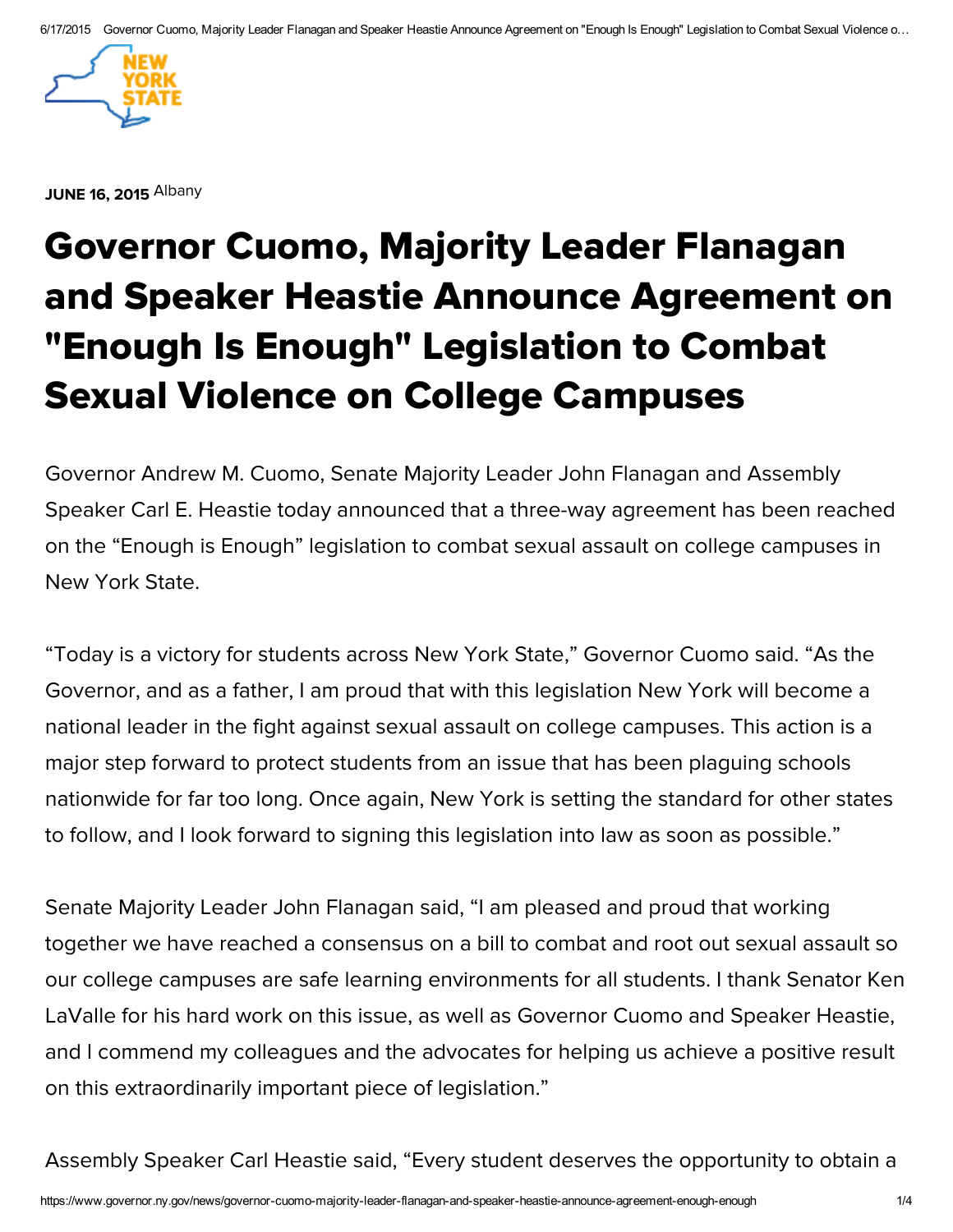**JUNE 16, 2015** Albany

# Governor Cuomo, Majority Leader Flanagan and Speaker Heastie Announce Agreement on "Enough Is Enough" Legislation to Combat Sexual Violence on College Campuses

Governor Andrew M. Cuomo, Senate Majority Leader John Flanagan and Assembly Speaker Carl E. Heastie today announced that a three-way agreement has been reached on the “Enough is Enough” legislation to combat sexual assault on college campuses in New York State.

“Today is a victory for students across New York State,” Governor Cuomo said. “As the Governor, and as a father, I am proud that with this legislation New York will become a national leader in the fight against sexual assault on college campuses. This action is a major step forward to protect students from an issue that has been plaguing schools nationwide for far too long. Once again, New York is setting the standard for other states to follow, and I look forward to signing this legislation into law as soon as possible.”

Senate Majority Leader John Flanagan said, “I am pleased and proud that working together we have reached a consensus on a bill to combat and root out sexual assault so our college campuses are safe learning environments for all students. I thank Senator Ken LaValle for his hard work on this issue, as well as Governor Cuomo and Speaker Heastie, and I commend my colleagues and the advocates for helping us achieve a positive result on this extraordinarily important piece of legislation.”

Assembly Speaker Carl Heastie said, “Every student deserves the opportunity to obtain a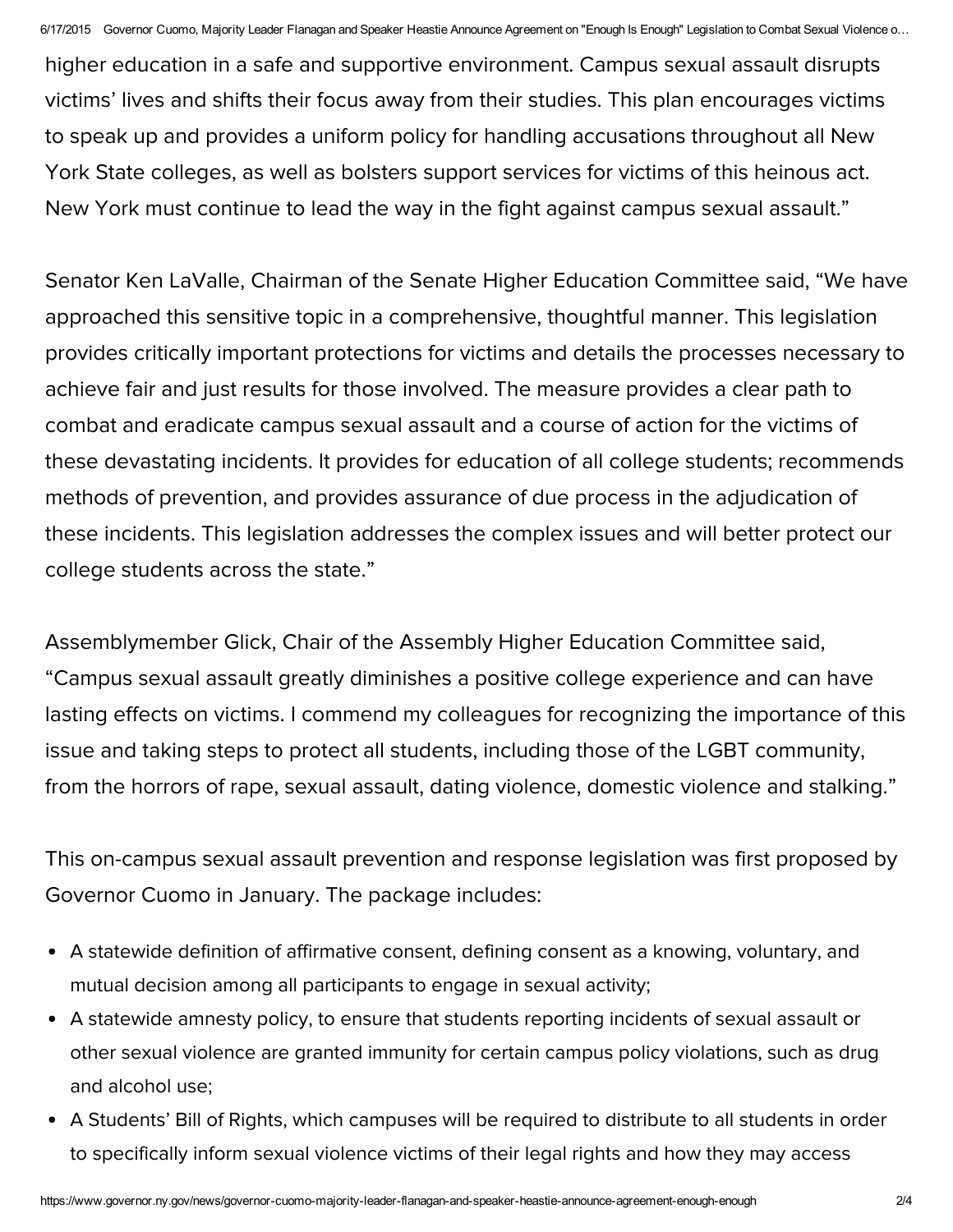higher education in a safe and supportive environment. Campus sexual assault disrupts victims' lives and shifts their focus away from their studies. This plan encourages victims to speak up and provides a uniform policy for handling accusations throughout all New York State colleges, as well as bolsters support services for victims of this heinous act. New York must continue to lead the way in the fight against campus sexual assault."

Senator Ken LaValle, Chairman of the Senate Higher Education Committee said, "We have approached this sensitive topic in a comprehensive, thoughtful manner. This legislation provides critically important protections for victims and details the processes necessary to achieve fair and just results for those involved. The measure provides a clear path to combat and eradicate campus sexual assault and a course of action for the victims of these devastating incidents. It provides for education of all college students; recommends methods of prevention, and provides assurance of due process in the adjudication of these incidents. This legislation addresses the complex issues and will better protect our college students across the state."

Assemblymember Glick, Chair of the Assembly Higher Education Committee said, "Campus sexual assault greatly diminishes a positive college experience and can have lasting effects on victims. I commend my colleagues for recognizing the importance of this issue and taking steps to protect all students, including those of the LGBT community, from the horrors of rape, sexual assault, dating violence, domestic violence and stalking."

This on-campus sexual assault prevention and response legislation was first proposed by Governor Cuomo in January. The package includes:

- A statewide definition of affirmative consent, defining consent as a knowing, voluntary, and mutual decision among all participants to engage in sexual activity;
- A statewide amnesty policy, to ensure that students reporting incidents of sexual assault or other sexual violence are granted immunity for certain campus policy violations, such as drug and alcohol use;
- A Students' Bill of Rights, which campuses will be required to distribute to all students in order to specifically inform sexual violence victims of their legal rights and how they may access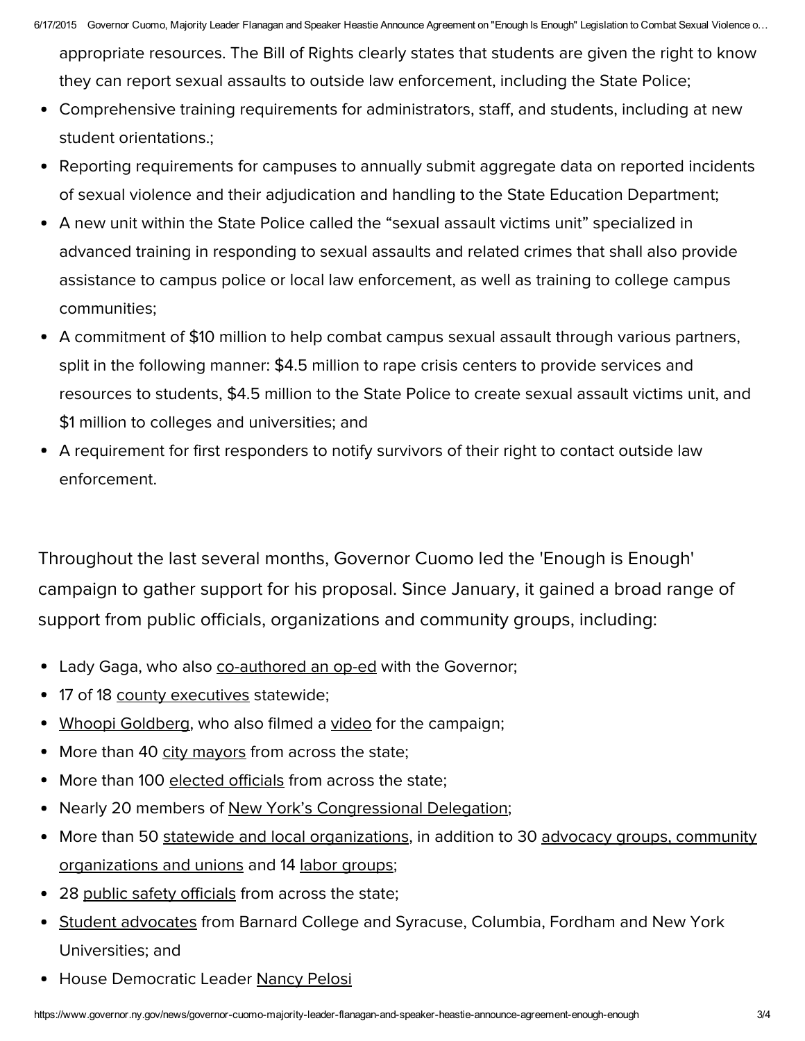appropriate resources. The Bill of Rights clearly states that students are given the right to know they can report sexual assaults to outside law enforcement, including the State Police;

- Comprehensive training requirements for administrators, staff, and students, including at new student orientations.;
- Reporting requirements for campuses to annually submit aggregate data on reported incidents of sexual violence and their adjudication and handling to the State Education Department;
- A new unit within the State Police called the "sexual assault victims unit" specialized in advanced training in responding to sexual assaults and related crimes that shall also provide assistance to campus police or local law enforcement, as well as training to college campus communities;
- A commitment of $10 million to help combat campus sexual assault through various partners, split in the following manner: $4.5 million to rape crisis centers to provide services and resources to students, $4.5 million to the State Police to create sexual assault victims unit, and $1 million to colleges and universities; and
- A requirement for first responders to notify survivors of their right to contact outside law enforcement.

Throughout the last several months, Governor Cuomo led the 'Enough is Enough' campaign to gather support for his proposal. Since January, it gained a broad range of support from public officials, organizations and community groups, including:

- Lady Gaga, who also co-authored an op-ed with the Governor;
- 17 of 18 county executives statewide;
- Whoopi Goldberg, who also filmed a video for the campaign;
- More than 40 city mayors from across the state;
- More than 100 elected officials from across the state;
- Nearly 20 members of New York's Congressional Delegation;
- More than 50 statewide and local organizations, in addition to 30 advocacy groups, community organizations and unions and 14 labor groups;
- 28 public safety officials from across the state;
- Student advocates from Barnard College and Syracuse, Columbia, Fordham and New York Universities; and
- House Democratic Leader Nancy Pelosi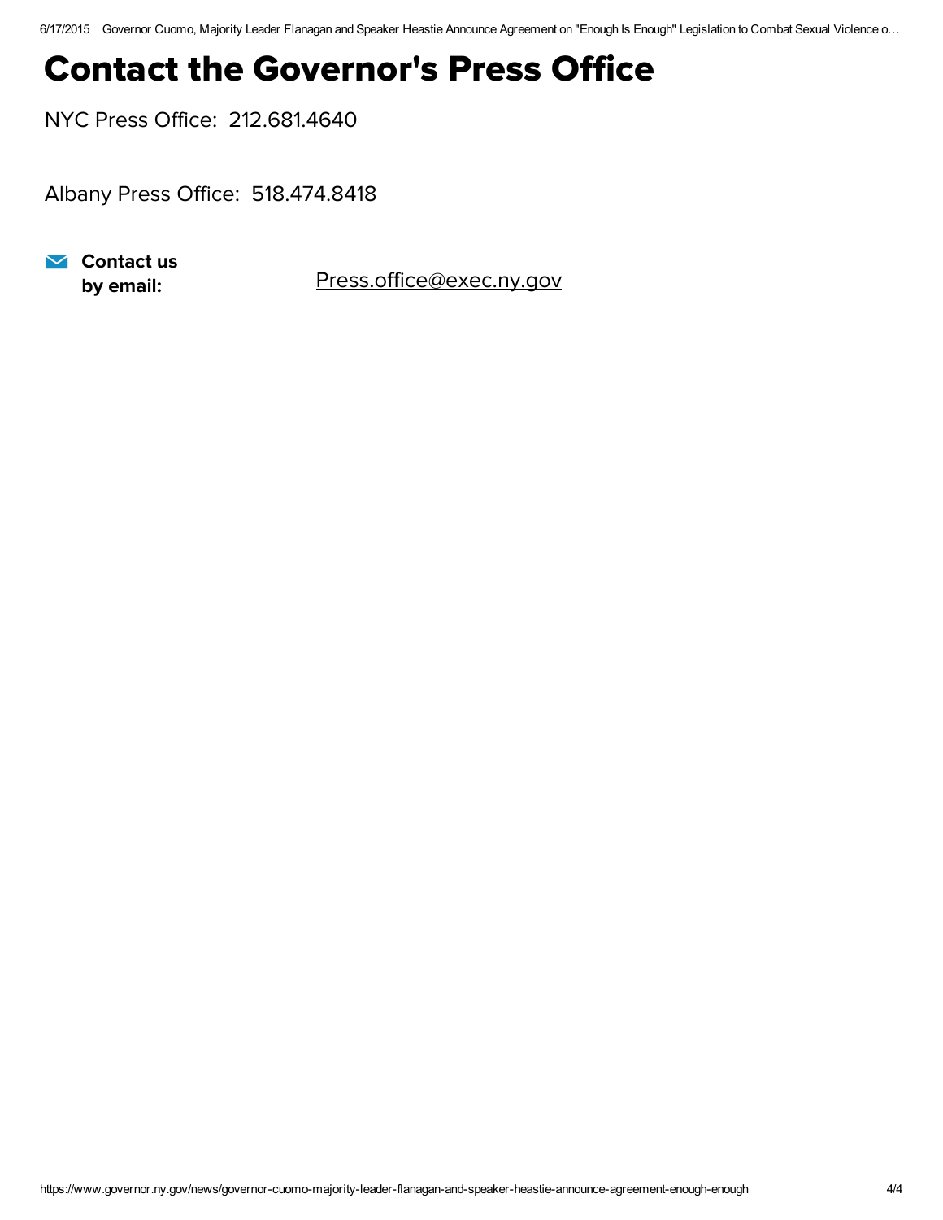# Contact the Governor's Press Office

NYC Press Office: 212.681.4640

Albany Press Office: 518.474.8418

**Contact us by email:** Press.office@exec.ny.gov